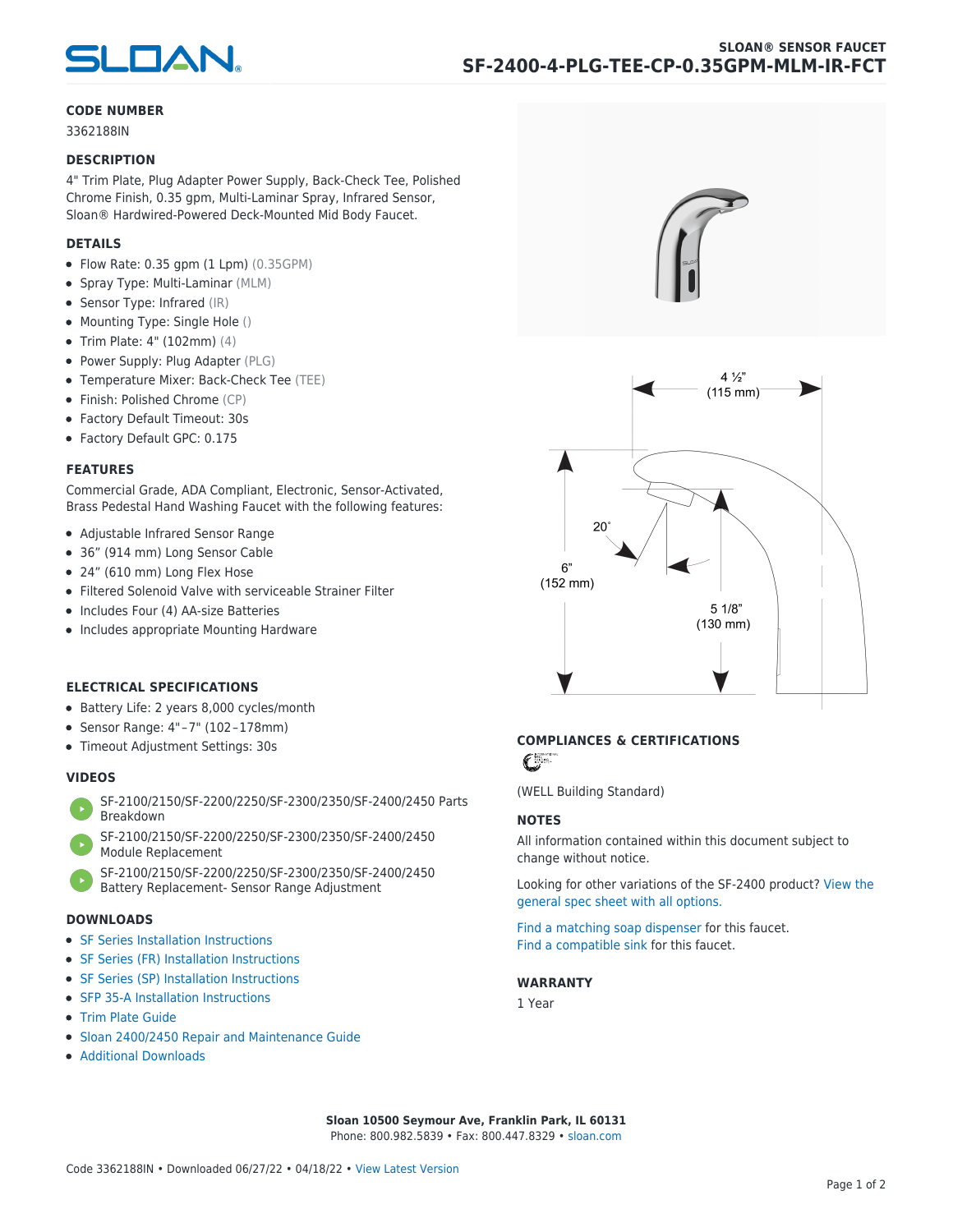# SLOAN® SENSOR FAUCET

## SF-2400-4-PLG-TEE-CP-0.35GPM-MLM-IR-FCT

### CODE NUMBER

3362188IN

### DESCRIPTION

4" Trim Plate, Plug Adapter Power Supply, Back-Check Tee, Polished Chrome Finish, 0.35 gpm, Multi-Laminar Spray, Infrared Sensor, Sloan® Hardwired-Powered Deck-Mounted Mid Body Faucet.

### DETAILS

- Flow Rate: 0.35 gpm (1 Lpm) (0.35GPM)
- Spray Type: Multi-Laminar (MLM)
- Sensor Type: Infrared (IR)
- Mounting Type: Single Hole ()
- Trim Plate: 4" (102mm) (4)
- Power Supply: Plug Adapter (PLG)
- Temperature Mixer: Back-Check Tee (TEE)
- Finish: Polished Chrome (CP)
- Factory Default Timeout: 30s
- Factory Default GPC: 0.175

### FEATURES

Commercial Grade, ADA Compliant, Electronic, Sensor-Activated, Brass Pedestal Hand Washing Faucet with the following features:

- Adjustable Infrared Sensor Range
- 36" (914 mm) Long Sensor Cable
- 24" (610 mm) Long Flex Hose
- Filtered Solenoid Valve with serviceable Strainer Filter
- Includes Four (4) AA-size Batteries
- Includes appropriate Mounting Hardware

### ELECTRICAL SPECIFICATIONS

- Battery Life: 2 years 8,000 cycles/month
- Sensor Range: 4"–7" (102–178mm)
- Timeout Adjustment Settings: 30s

### VIDEOS

- SF-2100/2150/SF-2200/2250/SF-2300/2350/SF-2400/2450 Parts Breakdown
- SF-2100/2150/SF-2200/2250/SF-2300/2350/SF-2400/2450 Module Replacement
- SF-2100/2150/SF-2200/2250/SF-2300/2350/SF-2400/2450 Battery Replacement- Sensor Range Adjustment

### DOWNLOADS

- SF Series Installation Instructions
- SF Series (FR) Installation Instructions
- SF Series (SP) Installation Instructions
- SFP 35-A Installation Instructions
- Trim Plate Guide
- Sloan 2400/2450 Repair and Maintenance Guide
- Additional Downloads

4 ½" (115 mm)

20˚

6" (152 mm)

5 1/8" (130 mm)

### COMPLIANCES & CERTIFICATIONS

(WELL Building Standard)

### NOTES

All information contained within this document subject to change without notice.

Looking for other variations of the SF-2400 product? View the general spec sheet with all options.

Find a matching soap dispenser for this faucet.
Find a compatible sink for this faucet.

### WARRANTY

1 Year

**Sloan 10500 Seymour Ave, Franklin Park, IL 60131**
Phone: 800.982.5839 • Fax: 800.447.8329 • sloan.com

Code 3362188IN • Downloaded 06/27/22 • 04/18/22 • View Latest Version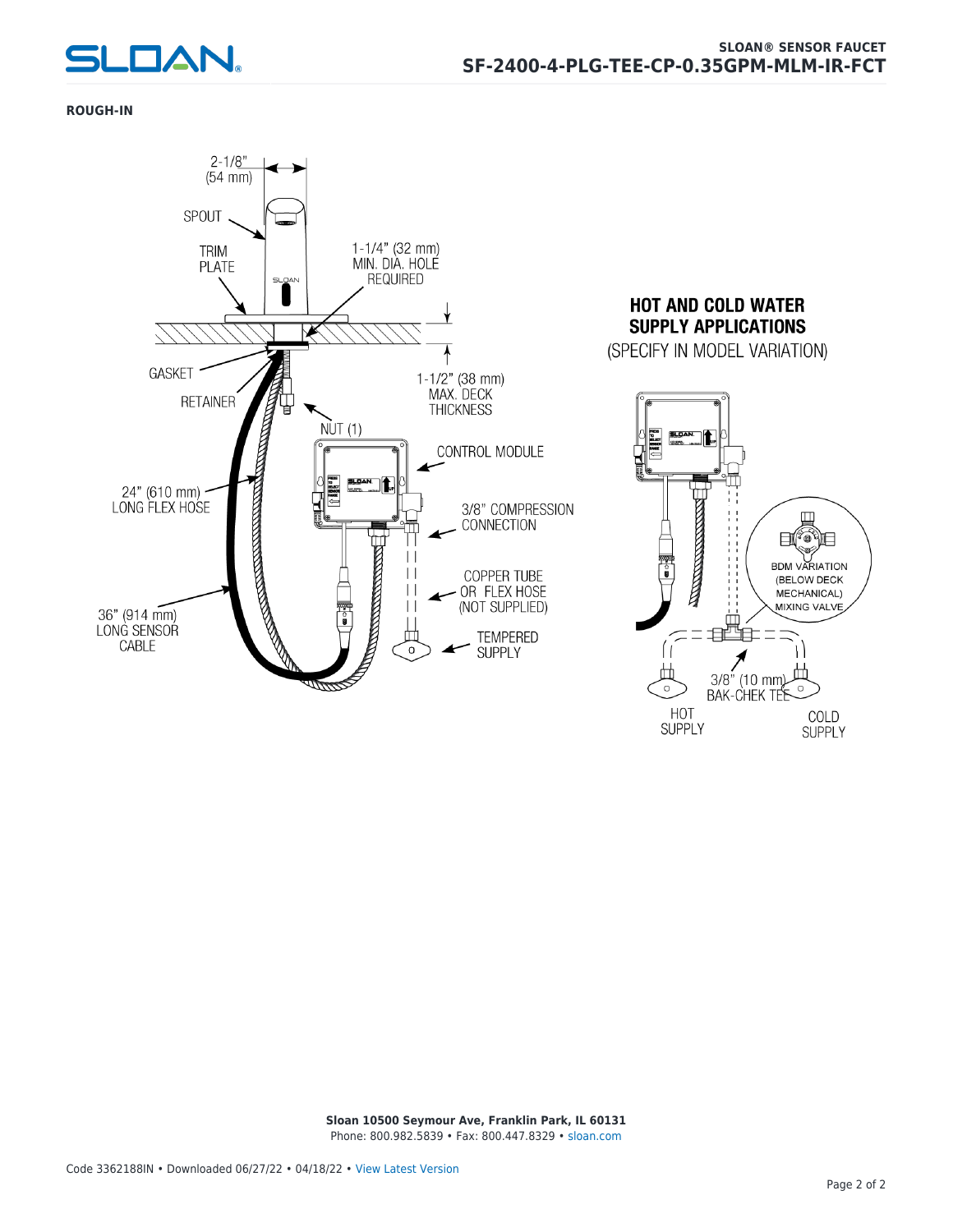**ROUGH-IN**

2-1/8"
(54 mm)

SPOUT

TRIM
PLATE

1-1/4" (32 mm)
MIN. DIA. HOLE
REQUIRED

GASKET

RETAINER

1-1/2" (38 mm)
MAX. DECK
THICKNESS

NUT (1)

CONTROL MODULE

24" (610 mm)
LONG FLEX HOSE

3/8" COMPRESSION
CONNECTION

COPPER TUBE
OR FLEX HOSE
(NOT SUPPLIED)

36" (914 mm)
LONG SENSOR
CABLE

TEMPERED
SUPPLY

**HOT AND COLD WATER SUPPLY APPLICATIONS**

(SPECIFY IN MODEL VARIATION)

BDM VARIATION
(BELOW DECK
MECHANICAL)
MIXING VALVE

3/8" (10 mm)
BAK-CHEK TEE

HOT
SUPPLY

COLD
SUPPLY

**Sloan 10500 Seymour Ave, Franklin Park, IL 60131**
Phone: 800.982.5839 • Fax: 800.447.8329 • sloan.com

Code 3362188IN • Downloaded 06/27/22 • 04/18/22 • View Latest Version